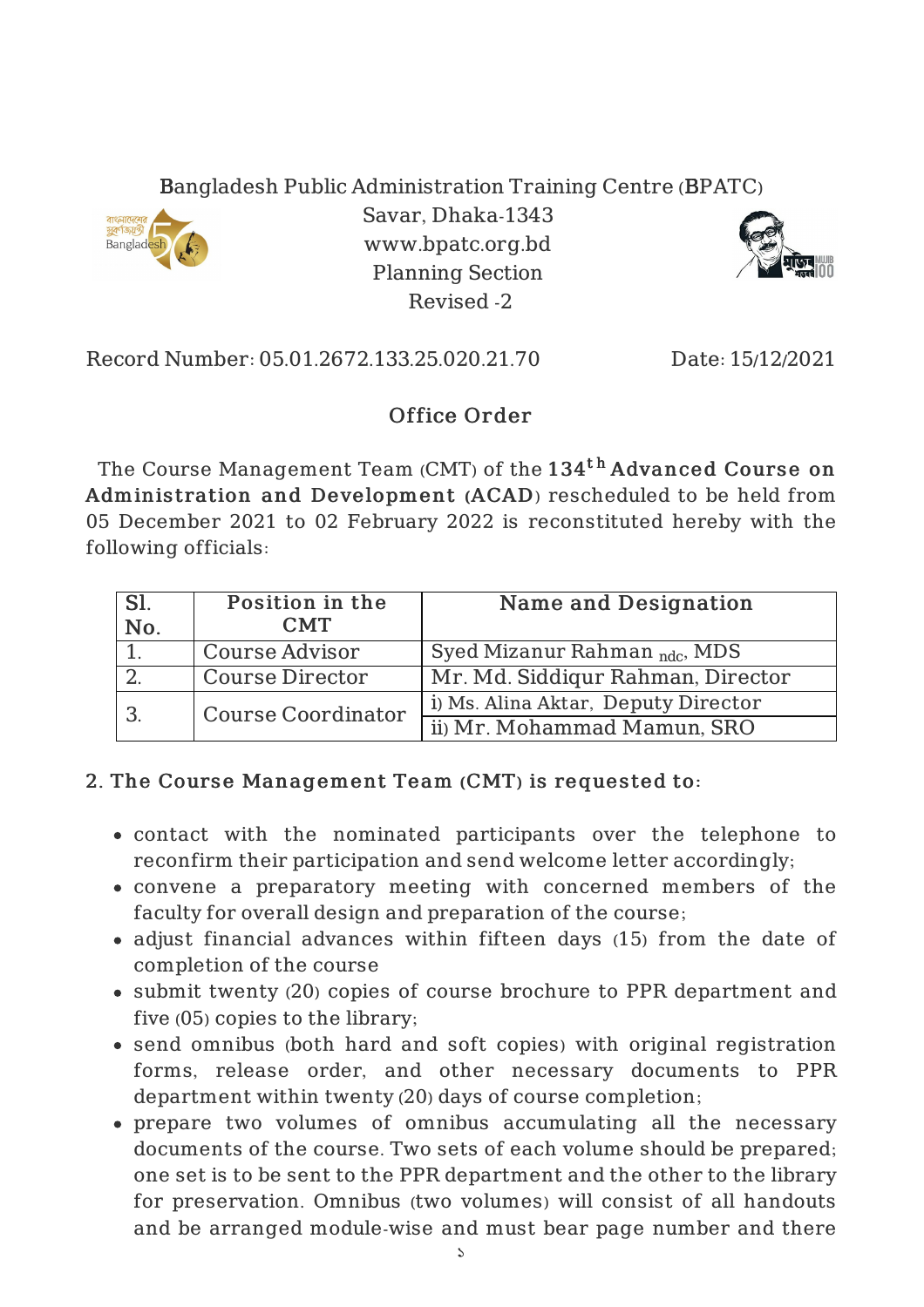Bangladesh Public Administration Training Centre (BPATC)
Savar, Dhaka-1343
www.bpatc.org.bd
Planning Section
Revised -2

Record Number: 05.01.2672.133.25.020.21.70 Date: 15/12/2021

## Office Order

The Course Management Team (CMT) of the **134th Advanced Course on Administration and Development (ACAD)** rescheduled to be held from 05 December 2021 to 02 February 2022 is reconstituted hereby with the following officials:

| Sl. No. | Position in the CMT | Name and Designation |
|---|---|---|
| 1. | Course Advisor | Syed Mizanur Rahman $_{ndc}$, MDS |
| 2. | Course Director | Mr. Md. Siddiqur Rahman, Director |
| 3. | Course Coordinator | i) Ms. Alina Aktar, Deputy Director |
| | | ii) Mr. Mohammad Mamun, SRO |

**2. The Course Management Team (CMT) is requested to:**

- contact with the nominated participants over the telephone to reconfirm their participation and send welcome letter accordingly;
- convene a preparatory meeting with concerned members of the faculty for overall design and preparation of the course;
- adjust financial advances within fifteen days (15) from the date of completion of the course
- submit twenty (20) copies of course brochure to PPR department and five (05) copies to the library;
- send omnibus (both hard and soft copies) with original registration forms, release order, and other necessary documents to PPR department within twenty (20) days of course completion;
- prepare two volumes of omnibus accumulating all the necessary documents of the course. Two sets of each volume should be prepared; one set is to be sent to the PPR department and the other to the library for preservation. Omnibus (two volumes) will consist of all handouts and be arranged module-wise and must bear page number and there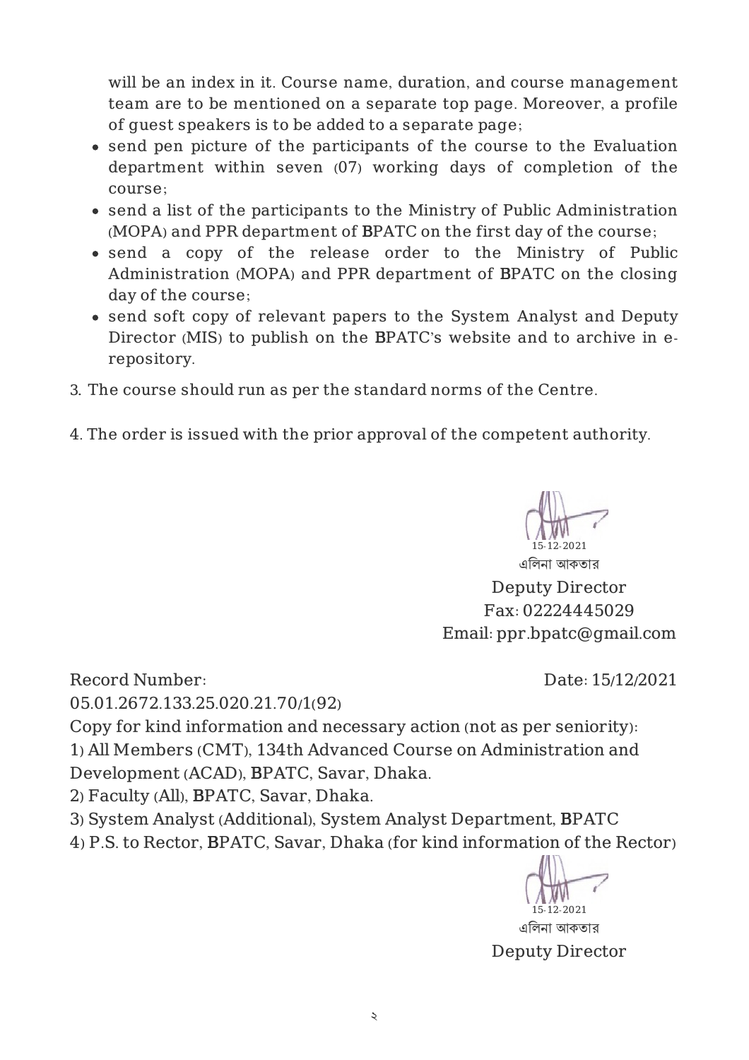will be an index in it. Course name, duration, and course management team are to be mentioned on a separate top page. Moreover, a profile of guest speakers is to be added to a separate page;

- send pen picture of the participants of the course to the Evaluation department within seven (07) working days of completion of the course;
- send a list of the participants to the Ministry of Public Administration (MOPA) and PPR department of BPATC on the first day of the course;
- send a copy of the release order to the Ministry of Public Administration (MOPA) and PPR department of BPATC on the closing day of the course;
- send soft copy of relevant papers to the System Analyst and Deputy Director (MIS) to publish on the BPATC's website and to archive in e-repository.

3. The course should run as per the standard norms of the Centre.

4. The order is issued with the prior approval of the competent authority.

15-12-2021
এলিনা আকতার
Deputy Director
Fax: 02224445029
Email: ppr.bpatc@gmail.com

Record Number: 05.01.2672.133.25.020.21.70/1(92)

Date: 15/12/2021

Copy for kind information and necessary action (not as per seniority):

1) All Members (CMT), 134th Advanced Course on Administration and Development (ACAD), BPATC, Savar, Dhaka.
2) Faculty (All), BPATC, Savar, Dhaka.
3) System Analyst (Additional), System Analyst Department, BPATC
4) P.S. to Rector, BPATC, Savar, Dhaka (for kind information of the Rector)

15-12-2021
এলিনা আকতার
Deputy Director